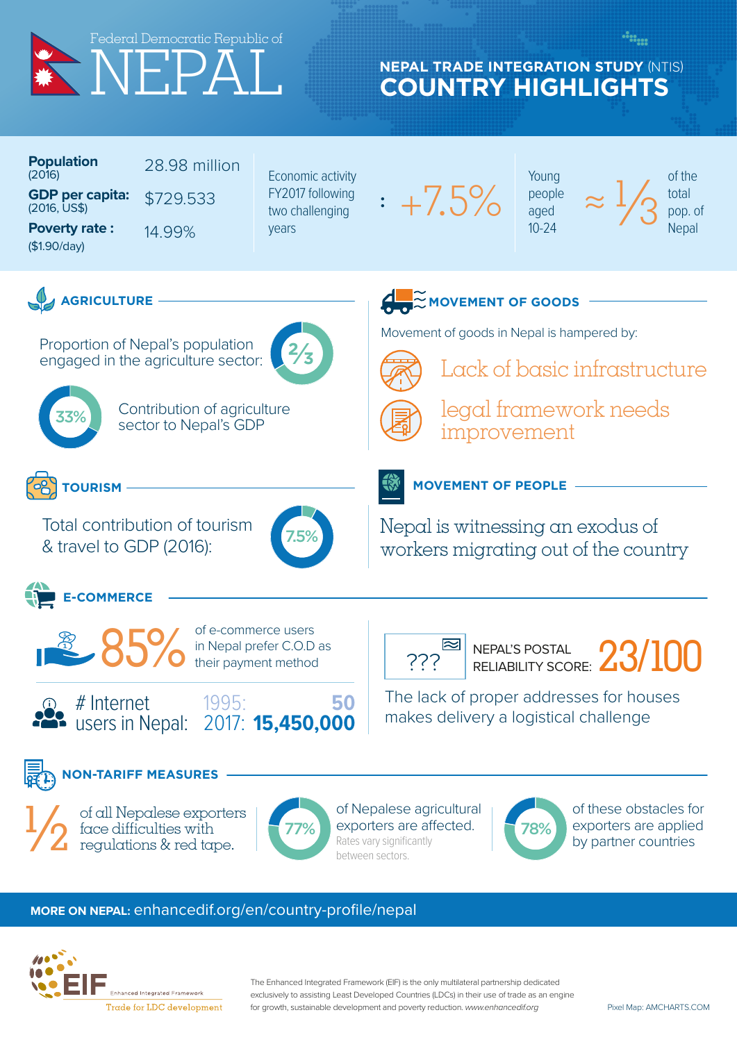# Federal Democratic Republic of NEPAL

## NEPAL TRADE INTEGRATION STUDY (NTIS) COUNTRY HIGHLIGHTS

**Population** (2016) 28.98 million

**GDP per capita:** (2016, US$) $729.533

**Poverty rate :** ($1.90/day) 14.99%

Economic activity FY2017 following two challenging years : +7.5%

Young people aged 10-24 ≈ 1/3 of the total pop. of Nepal

### AGRICULTURE

Proportion of Nepal's population engaged in the agriculture sector: 2/3

33% Contribution of agriculture sector to Nepal's GDP

### MOVEMENT OF GOODS

Movement of goods in Nepal is hampered by:

- Lack of basic infrastructure
- legal framework needs improvement

### TOURISM

Total contribution of tourism & travel to GDP (2016): 7.5%

### MOVEMENT OF PEOPLE

Nepal is witnessing an exodus of workers migrating out of the country

### E-COMMERCE

85% of e-commerce users in Nepal prefer C.O.D as their payment method

# Internet users in Nepal: 1995: 50; 2017: **15,450,000**

??? NEPAL'S POSTAL RELIABILITY SCORE: 23/100

The lack of proper addresses for houses makes delivery a logistical challenge

### NON-TARIFF MEASURES

1/2 of all Nepalese exporters face difficulties with regulations & red tape.

77% of Nepalese agricultural exporters are affected. Rates vary significantly between sectors.

78% of these obstacles for exporters are applied by partner countries

**MORE ON NEPAL:** enhancedif.org/en/country-profile/nepal

EIF Enhanced Integrated Framework — Trade for LDC development

The Enhanced Integrated Framework (EIF) is the only multilateral partnership dedicated exclusively to assisting Least Developed Countries (LDCs) in their use of trade as an engine for growth, sustainable development and poverty reduction. *www.enhancedif.org*

Pixel Map: AMCHARTS.COM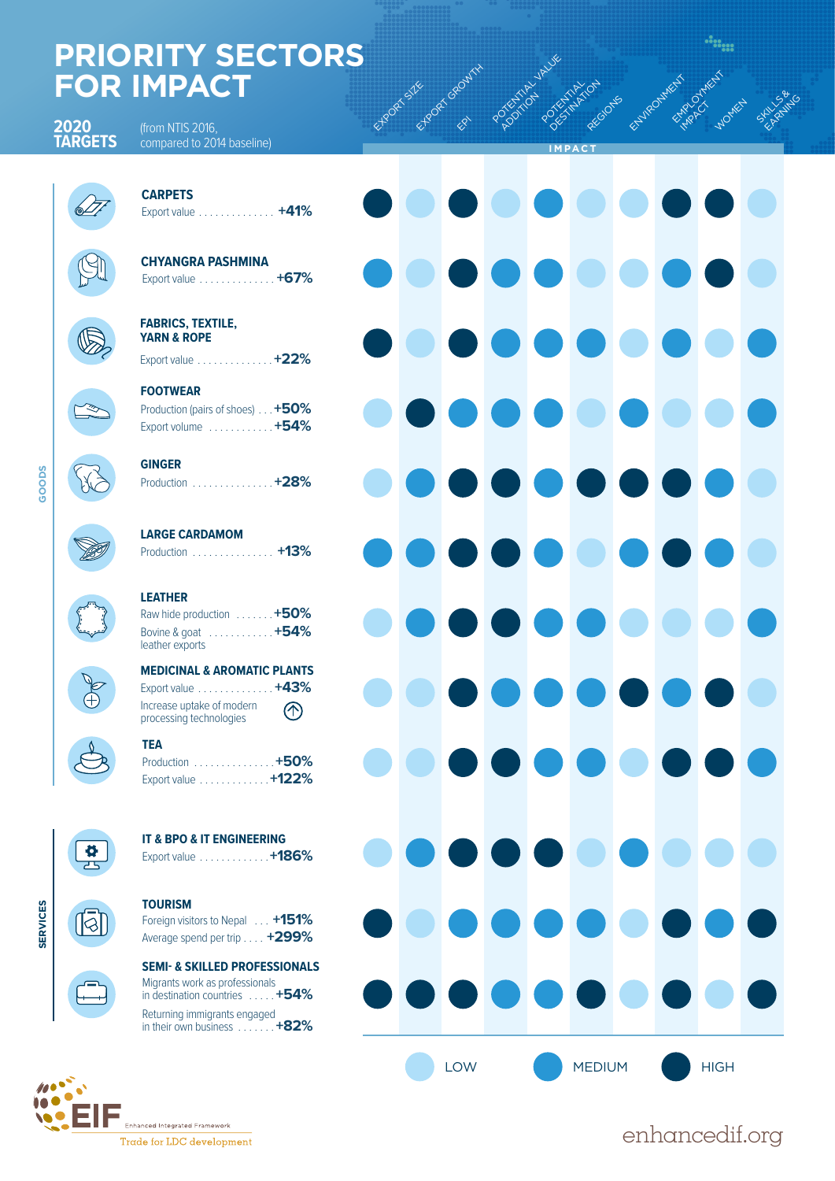# PRIORITY SECTORS FOR IMPACT

**2020 TARGETS** (from NTIS 2016, compared to 2014 baseline)

EXPORT SIZE
EXPORT GROWTH
EPI
POTENTIAL VALUE ADDITION
POTENTIAL DESTINATION
REGIONS
ENVIRONMENT
EMPLOYMENT IMPACT
WOMEN
SKILLS & EARNING

IMPACT

## GOODS

**CARPETS**
Export value .............. +41%

**CHYANGRA PASHMINA**
Export value .............. +67%

**FABRICS, TEXTILE, YARN & ROPE**
Export value .............. +22%

**FOOTWEAR**
Production (pairs of shoes) . . . +50%
Export volume ............ +54%

**GINGER**
Production ............... +28%

**LARGE CARDAMOM**
Production ............... +13%

**LEATHER**
Raw hide production ....... +50%
Bovine & goat leather exports ........... +54%

**MEDICINAL & AROMATIC PLANTS**
Export value .............. +43%
Increase uptake of modern processing technologies

**TEA**
Production ............... +50%
Export value ............. +122%

## SERVICES

**IT & BPO & IT ENGINEERING**
Export value ............. +186%

**TOURISM**
Foreign visitors to Nepal ... +151%
Average spend per trip .... +299%

**SEMI- & SKILLED PROFESSIONALS**
Migrants work as professionals in destination countries ..... +54%
Returning immigrants engaged in their own business ....... +82%

LOW
MEDIUM
HIGH

EIF Enhanced Integrated Framework
Trade for LDC development

enhancedif.org